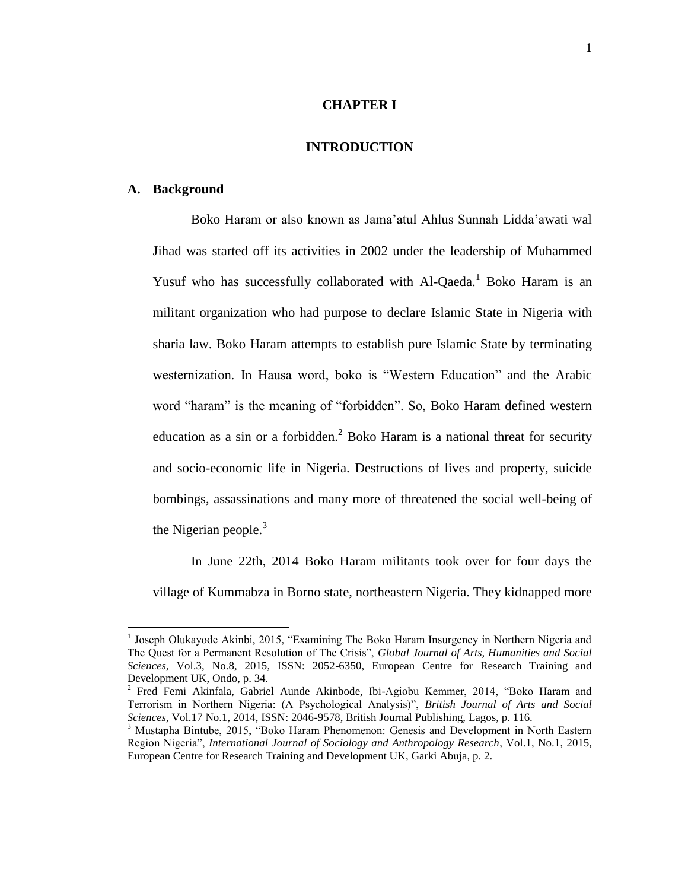# CHAPTER I

# INTRODUCTION

## A. Background

Boko Haram or also known as Jama'atul Ahlus Sunnah Lidda'awati wal Jihad was started off its activities in 2002 under the leadership of Muhammed Yusuf who has successfully collaborated with Al-Qaeda.[1] Boko Haram is an militant organization who had purpose to declare Islamic State in Nigeria with sharia law. Boko Haram attempts to establish pure Islamic State by terminating westernization. In Hausa word, boko is "Western Education" and the Arabic word "haram" is the meaning of "forbidden". So, Boko Haram defined western education as a sin or a forbidden.[2] Boko Haram is a national threat for security and socio-economic life in Nigeria. Destructions of lives and property, suicide bombings, assassinations and many more of threatened the social well-being of the Nigerian people.[3]

In June 22th, 2014 Boko Haram militants took over for four days the village of Kummabza in Borno state, northeastern Nigeria. They kidnapped more

---

[1] Joseph Olukayode Akinbi, 2015, "Examining The Boko Haram Insurgency in Northern Nigeria and The Quest for a Permanent Resolution of The Crisis", *Global Journal of Arts, Humanities and Social Sciences*, Vol.3, No.8, 2015, ISSN: 2052-6350, European Centre for Research Training and Development UK, Ondo, p. 34.

[2] Fred Femi Akinfala, Gabriel Aunde Akinbode, Ibi-Agiobu Kemmer, 2014, "Boko Haram and Terrorism in Northern Nigeria: (A Psychological Analysis)", *British Journal of Arts and Social Sciences*, Vol.17 No.1, 2014, ISSN: 2046-9578, British Journal Publishing, Lagos, p. 116.

[3] Mustapha Bintube, 2015, "Boko Haram Phenomenon: Genesis and Development in North Eastern Region Nigeria", *International Journal of Sociology and Anthropology Research*, Vol.1, No.1, 2015, European Centre for Research Training and Development UK, Garki Abuja, p. 2.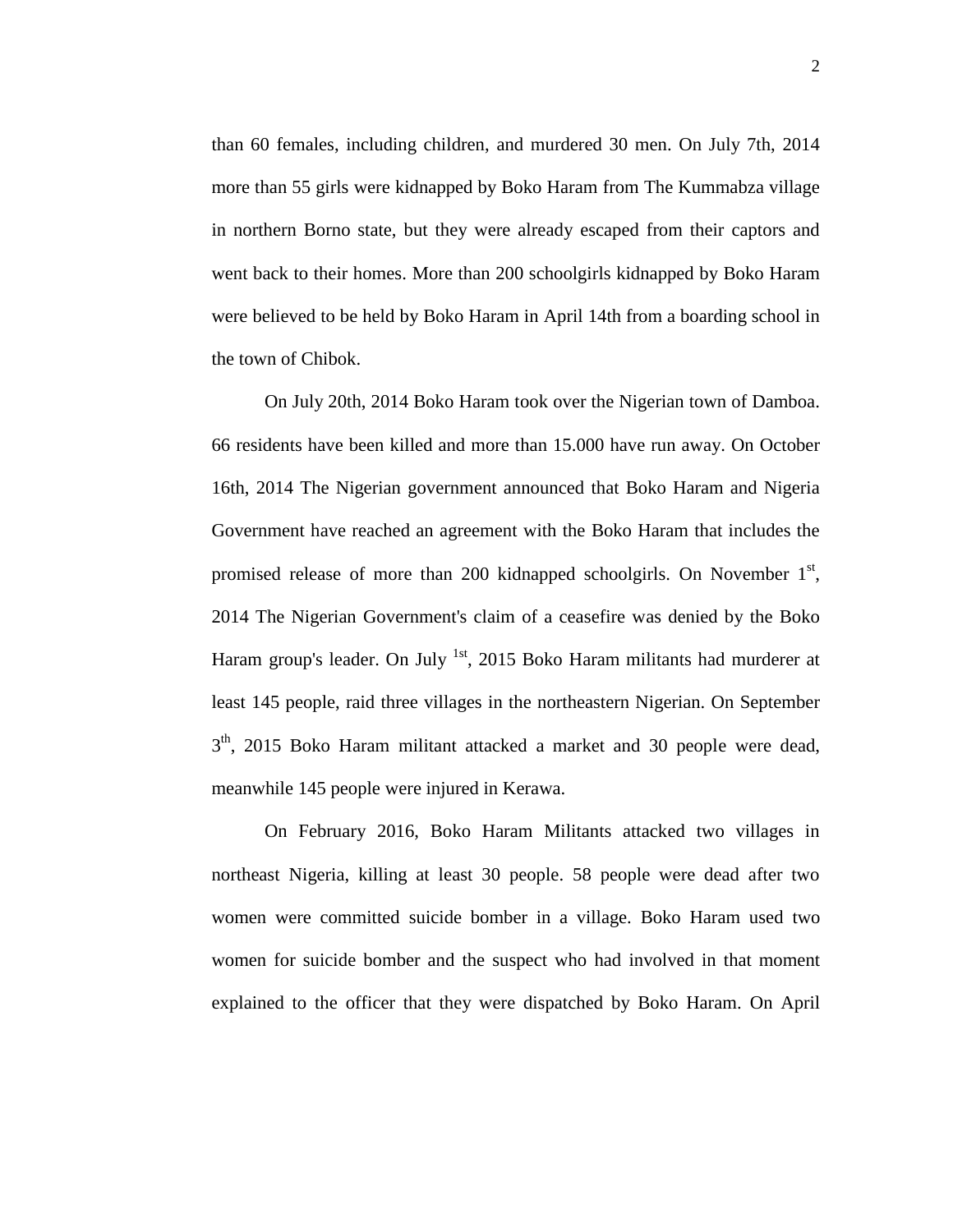than 60 females, including children, and murdered 30 men. On July 7th, 2014 more than 55 girls were kidnapped by Boko Haram from The Kummabza village in northern Borno state, but they were already escaped from their captors and went back to their homes. More than 200 schoolgirls kidnapped by Boko Haram were believed to be held by Boko Haram in April 14th from a boarding school in the town of Chibok.

On July 20th, 2014 Boko Haram took over the Nigerian town of Damboa. 66 residents have been killed and more than 15.000 have run away. On October 16th, 2014 The Nigerian government announced that Boko Haram and Nigeria Government have reached an agreement with the Boko Haram that includes the promised release of more than 200 kidnapped schoolgirls. On November 1st, 2014 The Nigerian Government's claim of a ceasefire was denied by the Boko Haram group's leader. On July 1st, 2015 Boko Haram militants had murderer at least 145 people, raid three villages in the northeastern Nigerian. On September 3th, 2015 Boko Haram militant attacked a market and 30 people were dead, meanwhile 145 people were injured in Kerawa.

On February 2016, Boko Haram Militants attacked two villages in northeast Nigeria, killing at least 30 people. 58 people were dead after two women were committed suicide bomber in a village. Boko Haram used two women for suicide bomber and the suspect who had involved in that moment explained to the officer that they were dispatched by Boko Haram. On April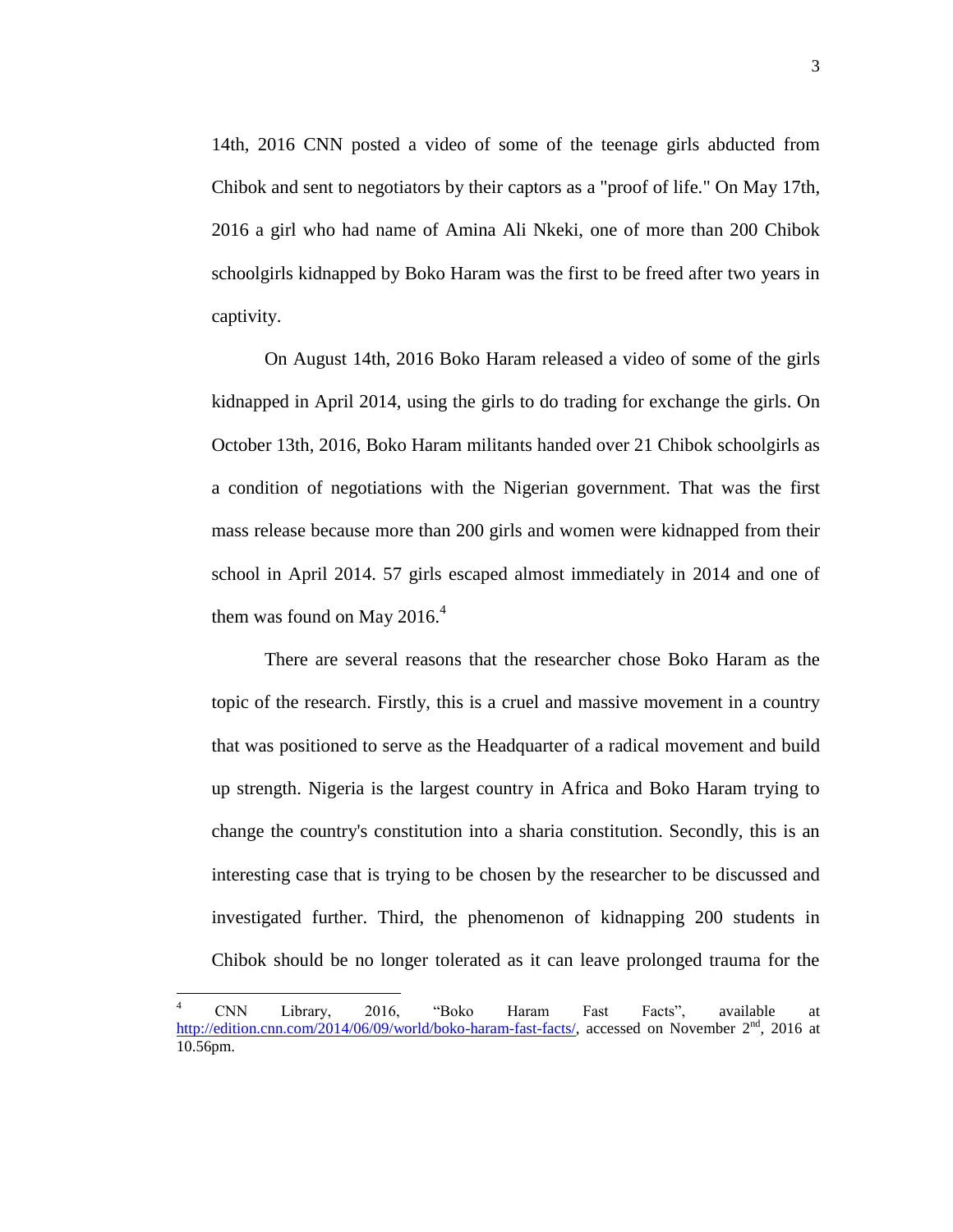14th, 2016 CNN posted a video of some of the teenage girls abducted from Chibok and sent to negotiators by their captors as a "proof of life." On May 17th, 2016 a girl who had name of Amina Ali Nkeki, one of more than 200 Chibok schoolgirls kidnapped by Boko Haram was the first to be freed after two years in captivity.

On August 14th, 2016 Boko Haram released a video of some of the girls kidnapped in April 2014, using the girls to do trading for exchange the girls. On October 13th, 2016, Boko Haram militants handed over 21 Chibok schoolgirls as a condition of negotiations with the Nigerian government. That was the first mass release because more than 200 girls and women were kidnapped from their school in April 2014. 57 girls escaped almost immediately in 2014 and one of them was found on May 2016.[4]

There are several reasons that the researcher chose Boko Haram as the topic of the research. Firstly, this is a cruel and massive movement in a country that was positioned to serve as the Headquarter of a radical movement and build up strength. Nigeria is the largest country in Africa and Boko Haram trying to change the country's constitution into a sharia constitution. Secondly, this is an interesting case that is trying to be chosen by the researcher to be discussed and investigated further. Third, the phenomenon of kidnapping 200 students in Chibok should be no longer tolerated as it can leave prolonged trauma for the

---

[4] CNN Library, 2016, "Boko Haram Fast Facts", available at http://edition.cnn.com/2014/06/09/world/boko-haram-fast-facts/, accessed on November 2nd, 2016 at 10.56pm.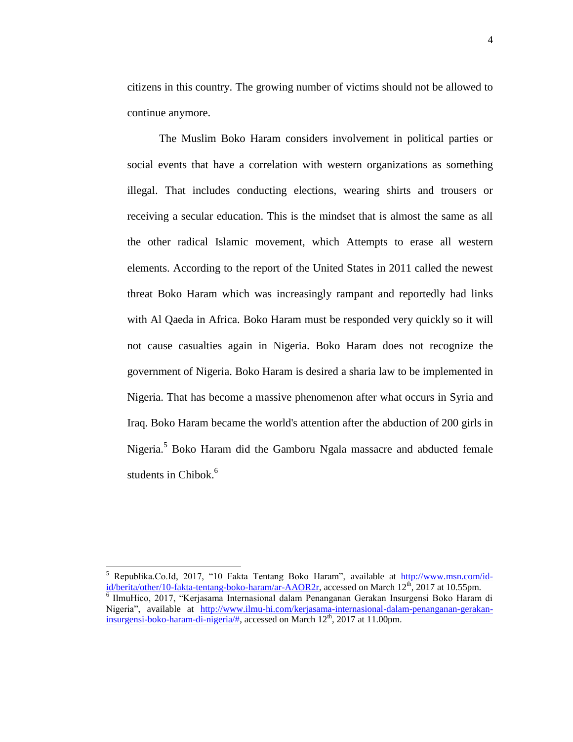citizens in this country. The growing number of victims should not be allowed to continue anymore.

The Muslim Boko Haram considers involvement in political parties or social events that have a correlation with western organizations as something illegal. That includes conducting elections, wearing shirts and trousers or receiving a secular education. This is the mindset that is almost the same as all the other radical Islamic movement, which Attempts to erase all western elements. According to the report of the United States in 2011 called the newest threat Boko Haram which was increasingly rampant and reportedly had links with Al Qaeda in Africa. Boko Haram must be responded very quickly so it will not cause casualties again in Nigeria. Boko Haram does not recognize the government of Nigeria. Boko Haram is desired a sharia law to be implemented in Nigeria. That has become a massive phenomenon after what occurs in Syria and Iraq. Boko Haram became the world's attention after the abduction of 200 girls in Nigeria.[5] Boko Haram did the Gamboru Ngala massacre and abducted female students in Chibok.[6]

---

[5] Republika.Co.Id, 2017, "10 Fakta Tentang Boko Haram", available at http://www.msn.com/id-id/berita/other/10-fakta-tentang-boko-haram/ar-AAOR2r, accessed on March 12th, 2017 at 10.55pm.

[6] IlmuHico, 2017, "Kerjasama Internasional dalam Penanganan Gerakan Insurgensi Boko Haram di Nigeria", available at http://www.ilmu-hi.com/kerjasama-internasional-dalam-penanganan-gerakan-insurgensi-boko-haram-di-nigeria/#, accessed on March 12th, 2017 at 11.00pm.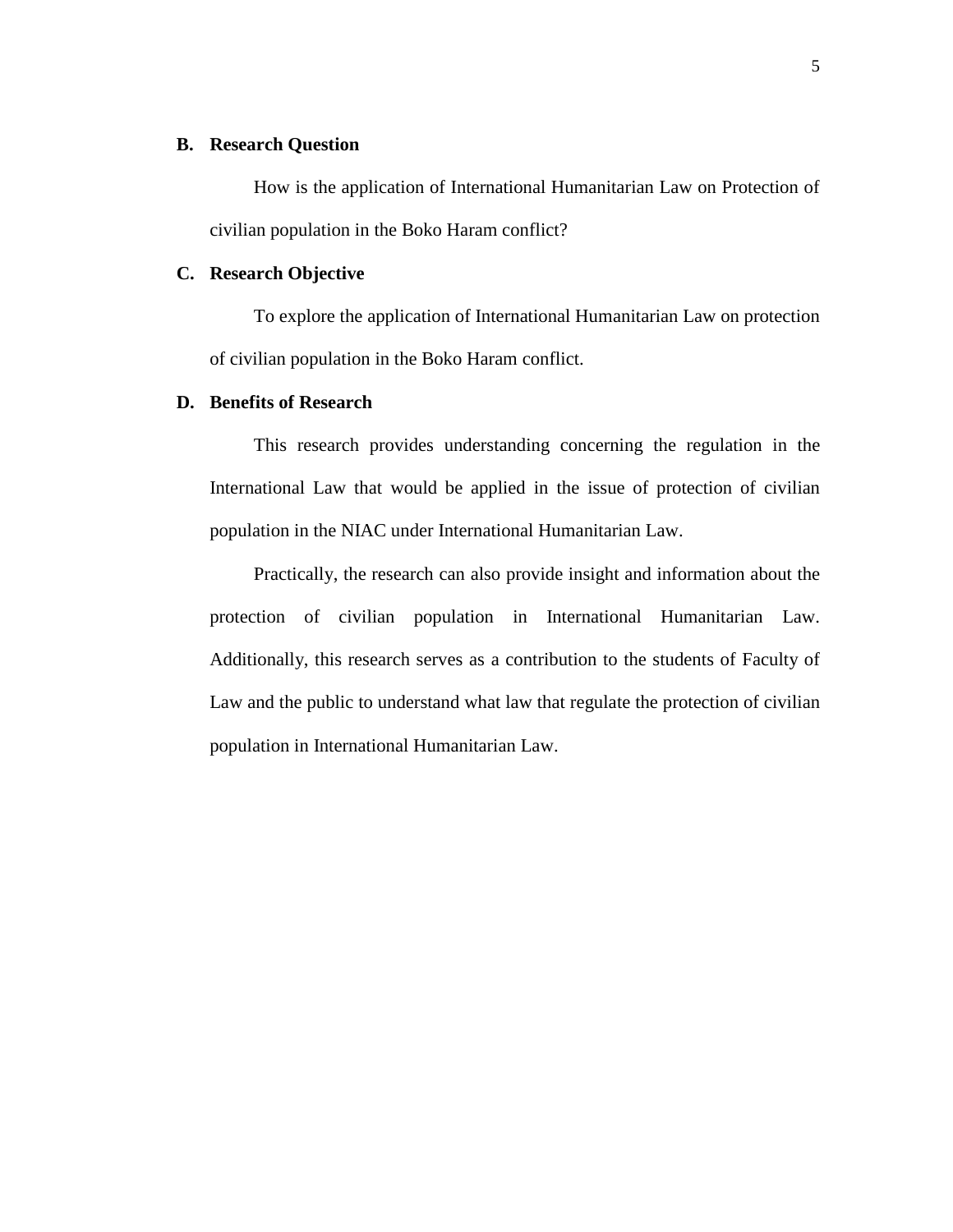## B. Research Question

How is the application of International Humanitarian Law on Protection of civilian population in the Boko Haram conflict?

## C. Research Objective

To explore the application of International Humanitarian Law on protection of civilian population in the Boko Haram conflict.

## D. Benefits of Research

This research provides understanding concerning the regulation in the International Law that would be applied in the issue of protection of civilian population in the NIAC under International Humanitarian Law.

Practically, the research can also provide insight and information about the protection of civilian population in International Humanitarian Law. Additionally, this research serves as a contribution to the students of Faculty of Law and the public to understand what law that regulate the protection of civilian population in International Humanitarian Law.